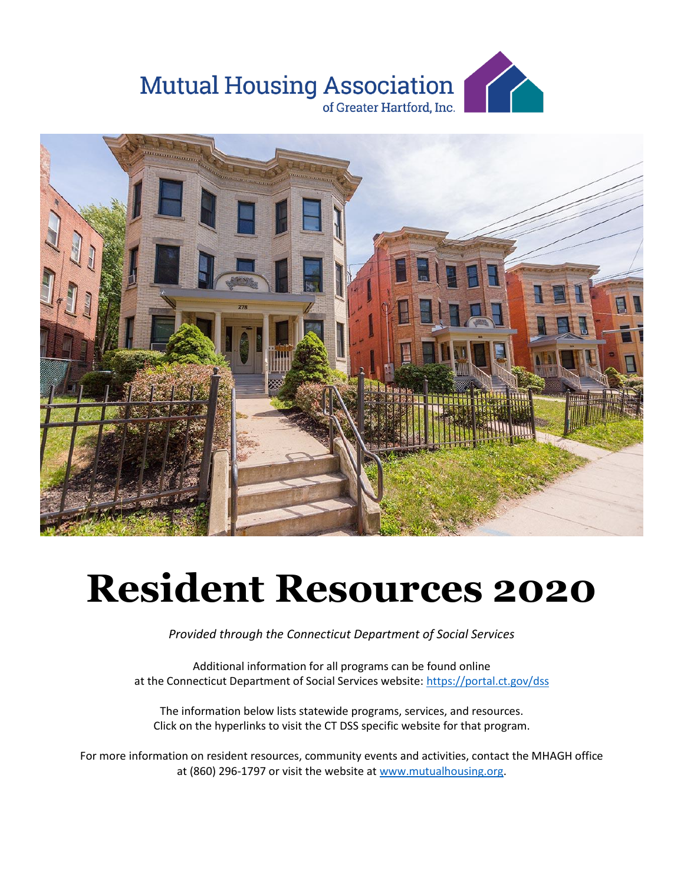Mutual Housing Association
of Greater Hartford, Inc.

# Resident Resources 2020

*Provided through the Connecticut Department of Social Services*

Additional information for all programs can be found online at the Connecticut Department of Social Services website: [https://portal.ct.gov/dss](https://portal.ct.gov/dss)

The information below lists statewide programs, services, and resources. Click on the hyperlinks to visit the CT DSS specific website for that program.

For more information on resident resources, community events and activities, contact the MHAGH office at (860) 296-1797 or visit the website at [www.mutualhousing.org](http://www.mutualhousing.org).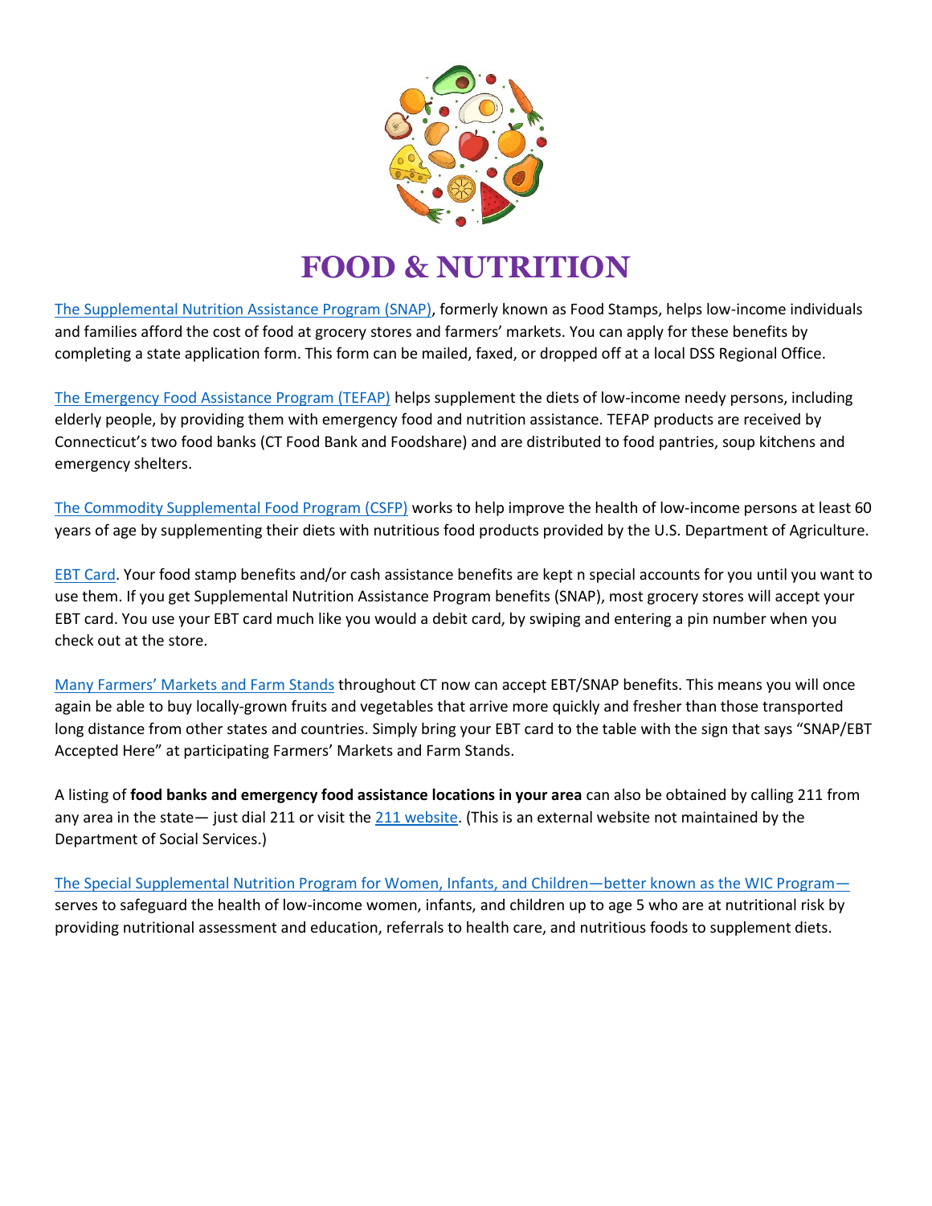# FOOD & NUTRITION

The Supplemental Nutrition Assistance Program (SNAP), formerly known as Food Stamps, helps low-income individuals and families afford the cost of food at grocery stores and farmers' markets. You can apply for these benefits by completing a state application form. This form can be mailed, faxed, or dropped off at a local DSS Regional Office.

The Emergency Food Assistance Program (TEFAP) helps supplement the diets of low-income needy persons, including elderly people, by providing them with emergency food and nutrition assistance. TEFAP products are received by Connecticut's two food banks (CT Food Bank and Foodshare) and are distributed to food pantries, soup kitchens and emergency shelters.

The Commodity Supplemental Food Program (CSFP) works to help improve the health of low-income persons at least 60 years of age by supplementing their diets with nutritious food products provided by the U.S. Department of Agriculture.

EBT Card. Your food stamp benefits and/or cash assistance benefits are kept n special accounts for you until you want to use them. If you get Supplemental Nutrition Assistance Program benefits (SNAP), most grocery stores will accept your EBT card. You use your EBT card much like you would a debit card, by swiping and entering a pin number when you check out at the store.

Many Farmers' Markets and Farm Stands throughout CT now can accept EBT/SNAP benefits. This means you will once again be able to buy locally-grown fruits and vegetables that arrive more quickly and fresher than those transported long distance from other states and countries. Simply bring your EBT card to the table with the sign that says "SNAP/EBT Accepted Here" at participating Farmers' Markets and Farm Stands.

A listing of **food banks and emergency food assistance locations in your area** can also be obtained by calling 211 from any area in the state— just dial 211 or visit the 211 website. (This is an external website not maintained by the Department of Social Services.)

The Special Supplemental Nutrition Program for Women, Infants, and Children—better known as the WIC Program— serves to safeguard the health of low-income women, infants, and children up to age 5 who are at nutritional risk by providing nutritional assessment and education, referrals to health care, and nutritious foods to supplement diets.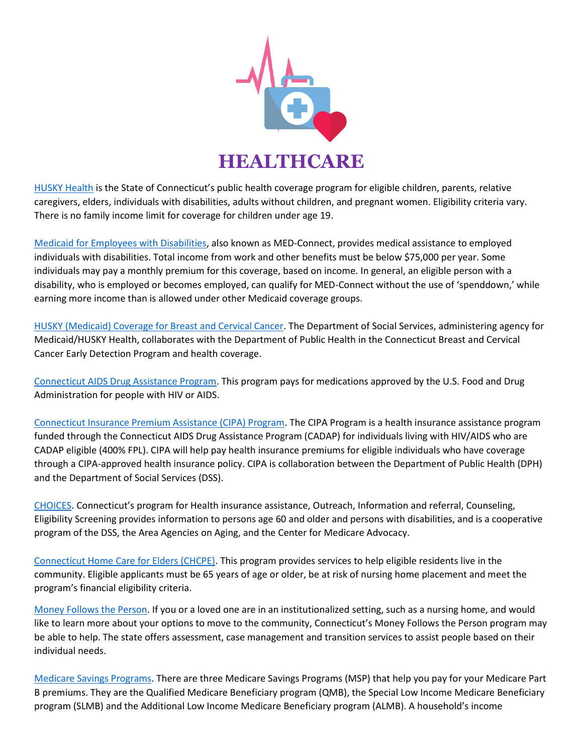# HEALTHCARE

HUSKY Health is the State of Connecticut's public health coverage program for eligible children, parents, relative caregivers, elders, individuals with disabilities, adults without children, and pregnant women. Eligibility criteria vary. There is no family income limit for coverage for children under age 19.

Medicaid for Employees with Disabilities, also known as MED-Connect, provides medical assistance to employed individuals with disabilities. Total income from work and other benefits must be below $75,000 per year. Some individuals may pay a monthly premium for this coverage, based on income. In general, an eligible person with a disability, who is employed or becomes employed, can qualify for MED-Connect without the use of 'spenddown,' while earning more income than is allowed under other Medicaid coverage groups.

HUSKY (Medicaid) Coverage for Breast and Cervical Cancer. The Department of Social Services, administering agency for Medicaid/HUSKY Health, collaborates with the Department of Public Health in the Connecticut Breast and Cervical Cancer Early Detection Program and health coverage.

Connecticut AIDS Drug Assistance Program. This program pays for medications approved by the U.S. Food and Drug Administration for people with HIV or AIDS.

Connecticut Insurance Premium Assistance (CIPA) Program. The CIPA Program is a health insurance assistance program funded through the Connecticut AIDS Drug Assistance Program (CADAP) for individuals living with HIV/AIDS who are CADAP eligible (400% FPL). CIPA will help pay health insurance premiums for eligible individuals who have coverage through a CIPA-approved health insurance policy. CIPA is collaboration between the Department of Public Health (DPH) and the Department of Social Services (DSS).

CHOICES. Connecticut's program for Health insurance assistance, Outreach, Information and referral, Counseling, Eligibility Screening provides information to persons age 60 and older and persons with disabilities, and is a cooperative program of the DSS, the Area Agencies on Aging, and the Center for Medicare Advocacy.

Connecticut Home Care for Elders (CHCPE). This program provides services to help eligible residents live in the community. Eligible applicants must be 65 years of age or older, be at risk of nursing home placement and meet the program's financial eligibility criteria.

Money Follows the Person. If you or a loved one are in an institutionalized setting, such as a nursing home, and would like to learn more about your options to move to the community, Connecticut's Money Follows the Person program may be able to help. The state offers assessment, case management and transition services to assist people based on their individual needs.

Medicare Savings Programs. There are three Medicare Savings Programs (MSP) that help you pay for your Medicare Part B premiums. They are the Qualified Medicare Beneficiary program (QMB), the Special Low Income Medicare Beneficiary program (SLMB) and the Additional Low Income Medicare Beneficiary program (ALMB). A household's income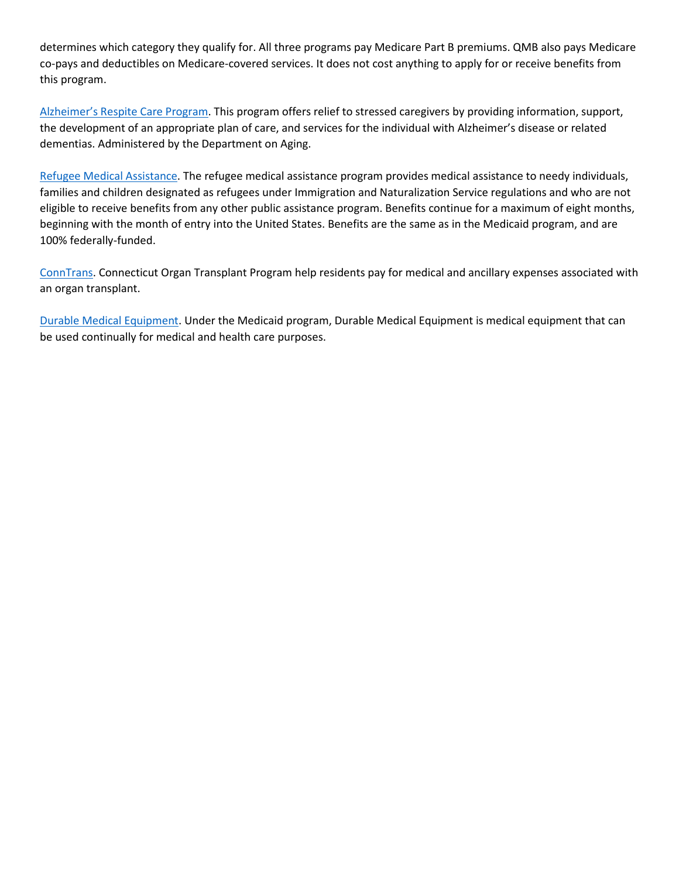determines which category they qualify for. All three programs pay Medicare Part B premiums. QMB also pays Medicare co-pays and deductibles on Medicare-covered services. It does not cost anything to apply for or receive benefits from this program.

Alzheimer's Respite Care Program. This program offers relief to stressed caregivers by providing information, support, the development of an appropriate plan of care, and services for the individual with Alzheimer's disease or related dementias. Administered by the Department on Aging.

Refugee Medical Assistance. The refugee medical assistance program provides medical assistance to needy individuals, families and children designated as refugees under Immigration and Naturalization Service regulations and who are not eligible to receive benefits from any other public assistance program. Benefits continue for a maximum of eight months, beginning with the month of entry into the United States. Benefits are the same as in the Medicaid program, and are 100% federally-funded.

ConnTrans. Connecticut Organ Transplant Program help residents pay for medical and ancillary expenses associated with an organ transplant.

Durable Medical Equipment. Under the Medicaid program, Durable Medical Equipment is medical equipment that can be used continually for medical and health care purposes.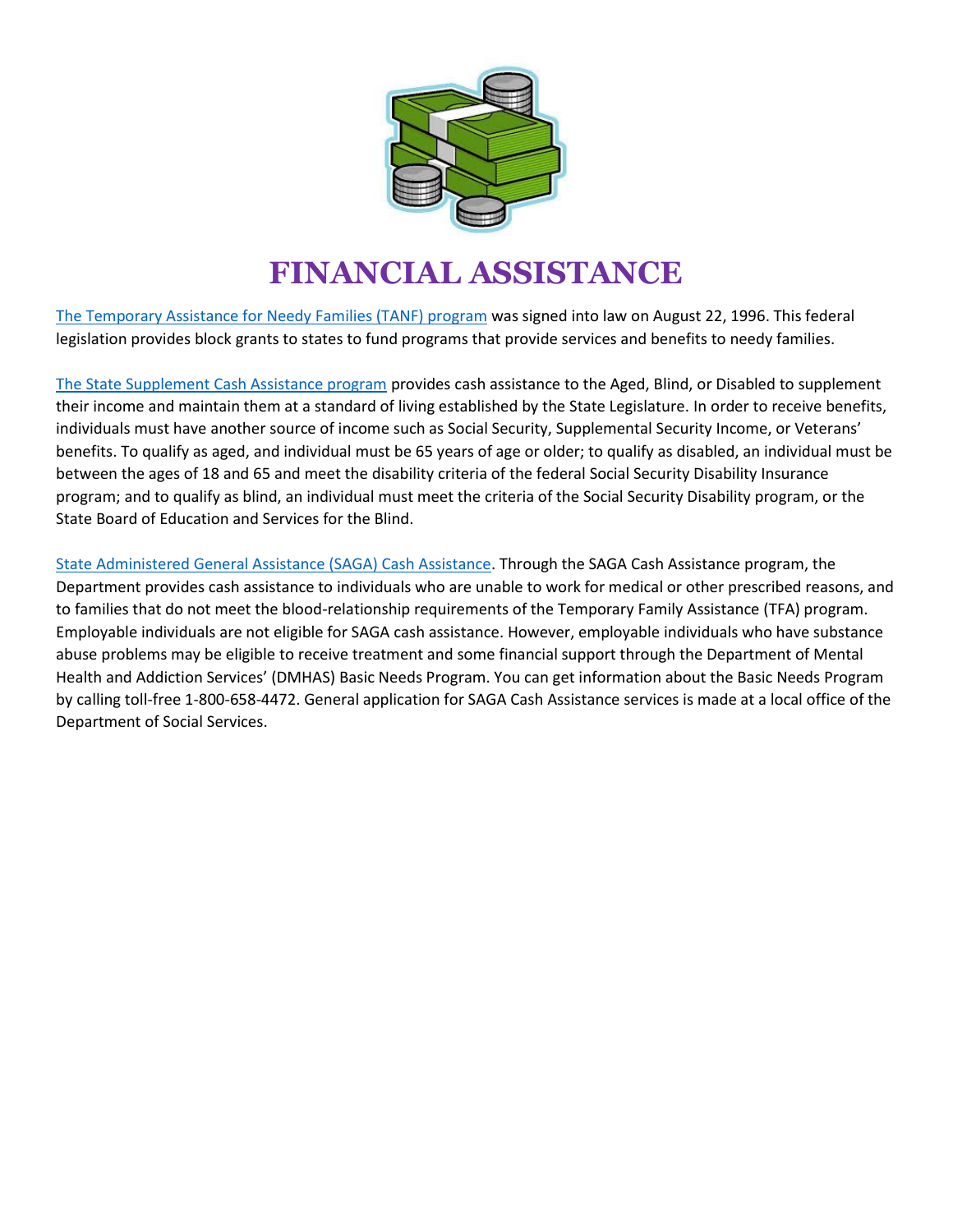# FINANCIAL ASSISTANCE

The Temporary Assistance for Needy Families (TANF) program was signed into law on August 22, 1996. This federal legislation provides block grants to states to fund programs that provide services and benefits to needy families.

The State Supplement Cash Assistance program provides cash assistance to the Aged, Blind, or Disabled to supplement their income and maintain them at a standard of living established by the State Legislature. In order to receive benefits, individuals must have another source of income such as Social Security, Supplemental Security Income, or Veterans' benefits. To qualify as aged, and individual must be 65 years of age or older; to qualify as disabled, an individual must be between the ages of 18 and 65 and meet the disability criteria of the federal Social Security Disability Insurance program; and to qualify as blind, an individual must meet the criteria of the Social Security Disability program, or the State Board of Education and Services for the Blind.

State Administered General Assistance (SAGA) Cash Assistance. Through the SAGA Cash Assistance program, the Department provides cash assistance to individuals who are unable to work for medical or other prescribed reasons, and to families that do not meet the blood-relationship requirements of the Temporary Family Assistance (TFA) program. Employable individuals are not eligible for SAGA cash assistance. However, employable individuals who have substance abuse problems may be eligible to receive treatment and some financial support through the Department of Mental Health and Addiction Services' (DMHAS) Basic Needs Program. You can get information about the Basic Needs Program by calling toll-free 1-800-658-4472. General application for SAGA Cash Assistance services is made at a local office of the Department of Social Services.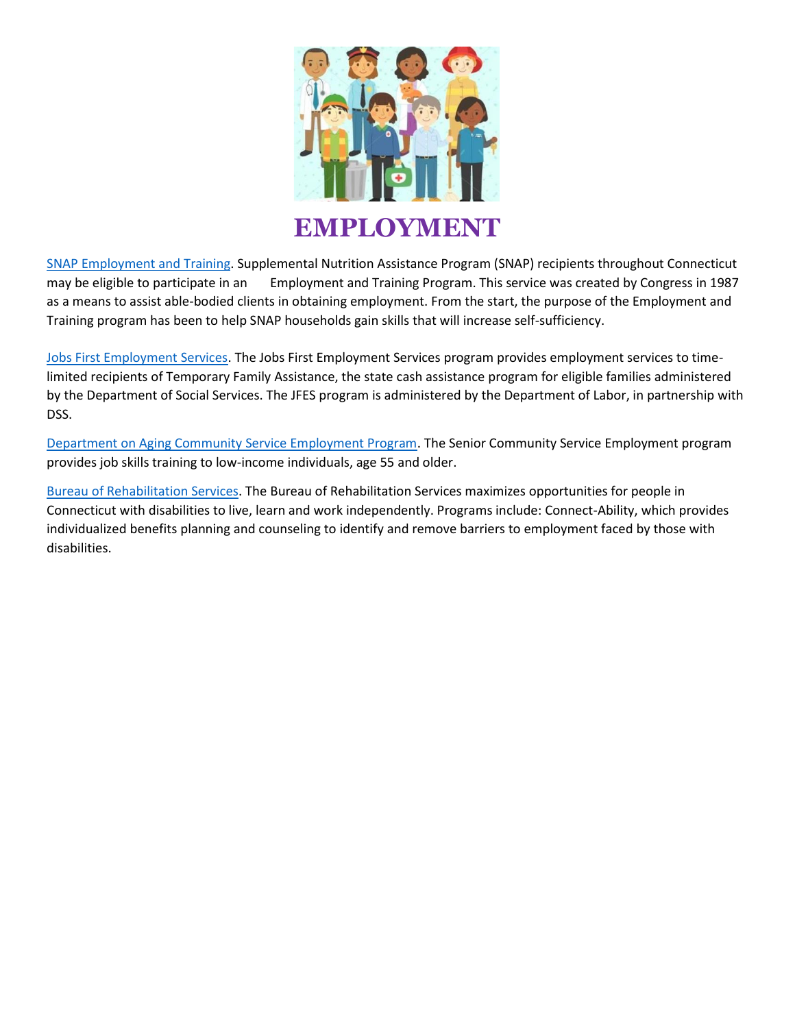# EMPLOYMENT

SNAP Employment and Training. Supplemental Nutrition Assistance Program (SNAP) recipients throughout Connecticut may be eligible to participate in an Employment and Training Program. This service was created by Congress in 1987 as a means to assist able-bodied clients in obtaining employment. From the start, the purpose of the Employment and Training program has been to help SNAP households gain skills that will increase self-sufficiency.

Jobs First Employment Services. The Jobs First Employment Services program provides employment services to time-limited recipients of Temporary Family Assistance, the state cash assistance program for eligible families administered by the Department of Social Services. The JFES program is administered by the Department of Labor, in partnership with DSS.

Department on Aging Community Service Employment Program. The Senior Community Service Employment program provides job skills training to low-income individuals, age 55 and older.

Bureau of Rehabilitation Services. The Bureau of Rehabilitation Services maximizes opportunities for people in Connecticut with disabilities to live, learn and work independently. Programs include: Connect-Ability, which provides individualized benefits planning and counseling to identify and remove barriers to employment faced by those with disabilities.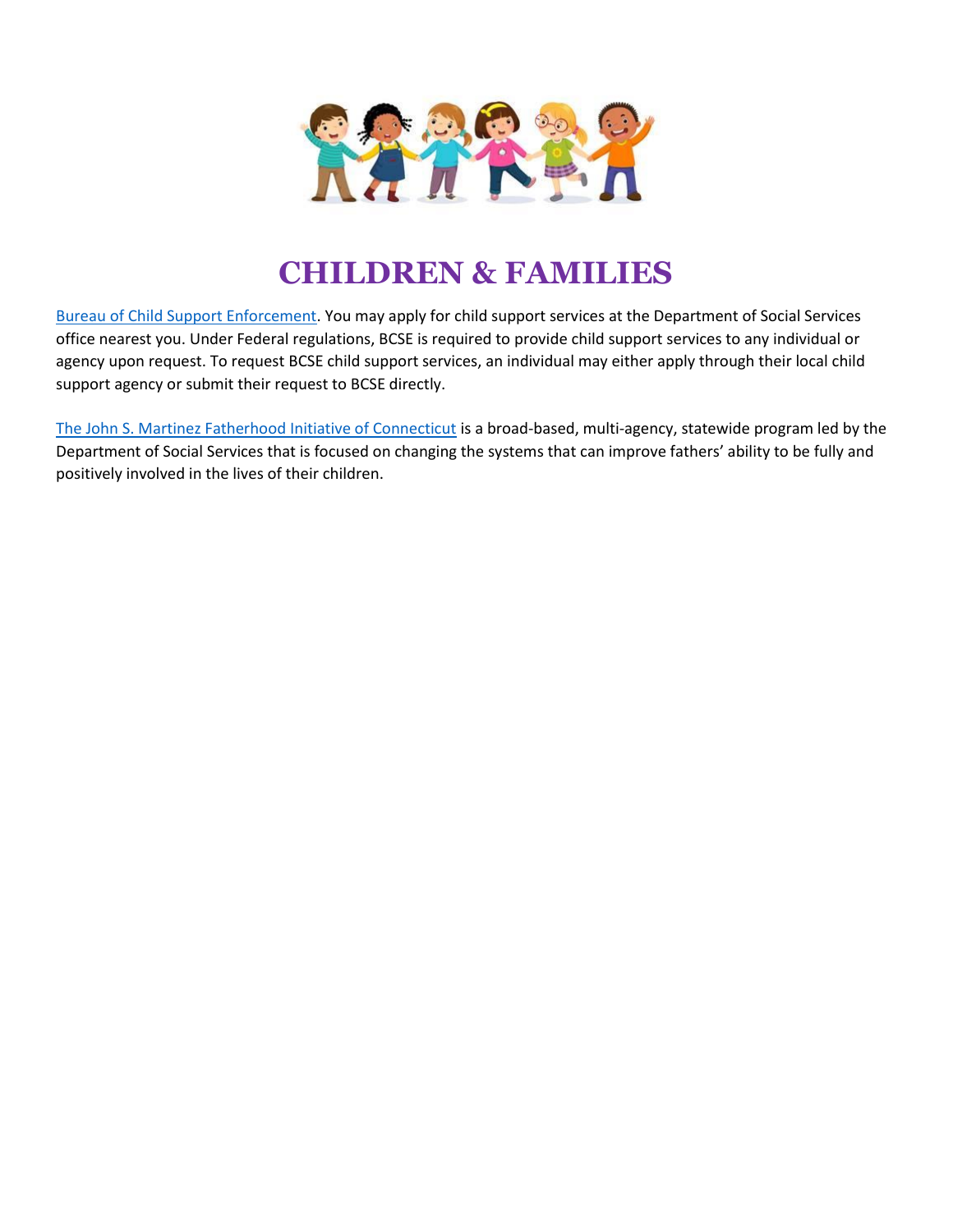# CHILDREN & FAMILIES

Bureau of Child Support Enforcement. You may apply for child support services at the Department of Social Services office nearest you. Under Federal regulations, BCSE is required to provide child support services to any individual or agency upon request. To request BCSE child support services, an individual may either apply through their local child support agency or submit their request to BCSE directly.

The John S. Martinez Fatherhood Initiative of Connecticut is a broad-based, multi-agency, statewide program led by the Department of Social Services that is focused on changing the systems that can improve fathers' ability to be fully and positively involved in the lives of their children.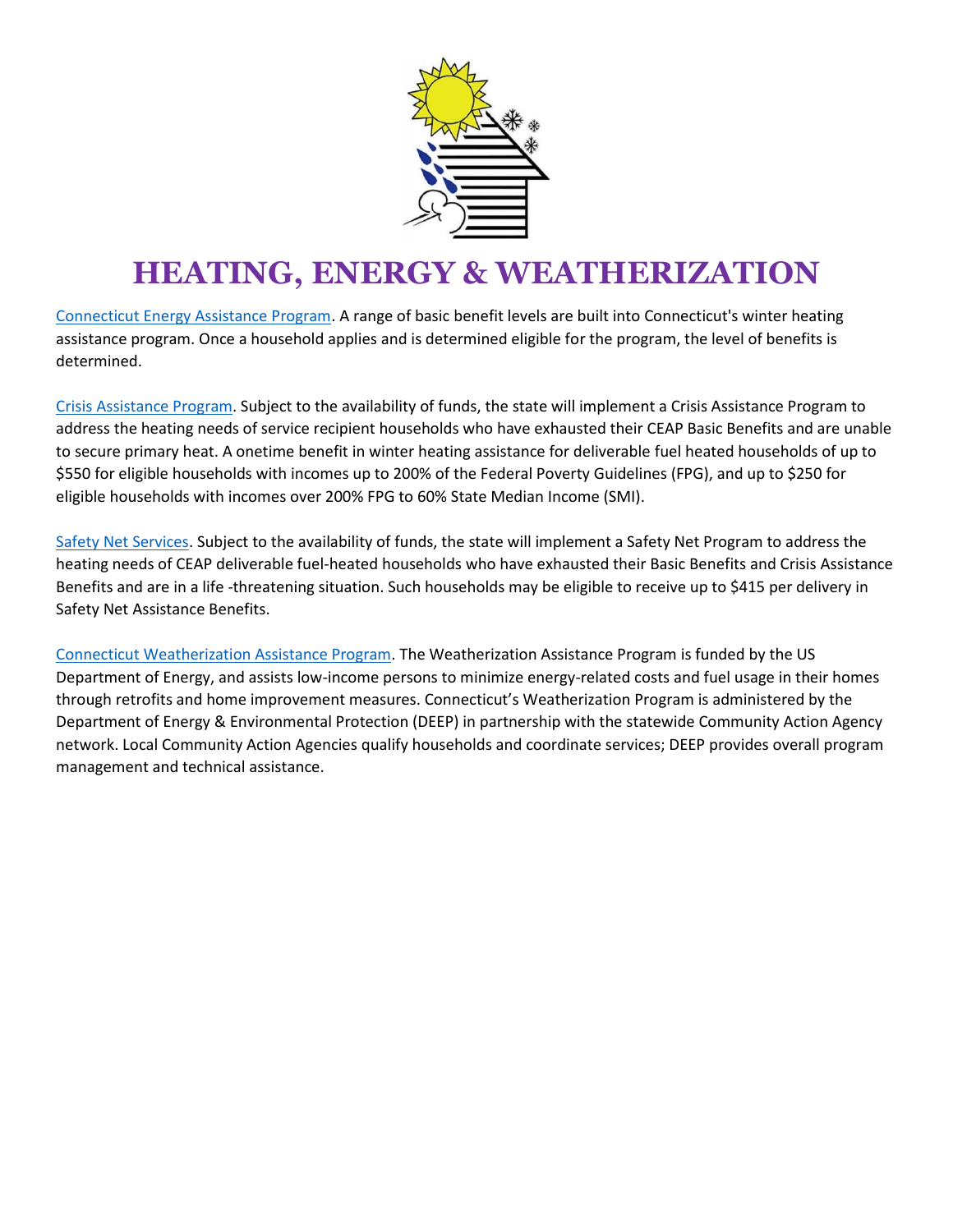# HEATING, ENERGY & WEATHERIZATION

Connecticut Energy Assistance Program. A range of basic benefit levels are built into Connecticut's winter heating assistance program. Once a household applies and is determined eligible for the program, the level of benefits is determined.

Crisis Assistance Program. Subject to the availability of funds, the state will implement a Crisis Assistance Program to address the heating needs of service recipient households who have exhausted their CEAP Basic Benefits and are unable to secure primary heat. A onetime benefit in winter heating assistance for deliverable fuel heated households of up to $550 for eligible households with incomes up to 200% of the Federal Poverty Guidelines (FPG), and up to $250 for eligible households with incomes over 200% FPG to 60% State Median Income (SMI).

Safety Net Services. Subject to the availability of funds, the state will implement a Safety Net Program to address the heating needs of CEAP deliverable fuel-heated households who have exhausted their Basic Benefits and Crisis Assistance Benefits and are in a life -threatening situation. Such households may be eligible to receive up to $415 per delivery in Safety Net Assistance Benefits.

Connecticut Weatherization Assistance Program. The Weatherization Assistance Program is funded by the US Department of Energy, and assists low-income persons to minimize energy-related costs and fuel usage in their homes through retrofits and home improvement measures. Connecticut's Weatherization Program is administered by the Department of Energy & Environmental Protection (DEEP) in partnership with the statewide Community Action Agency network. Local Community Action Agencies qualify households and coordinate services; DEEP provides overall program management and technical assistance.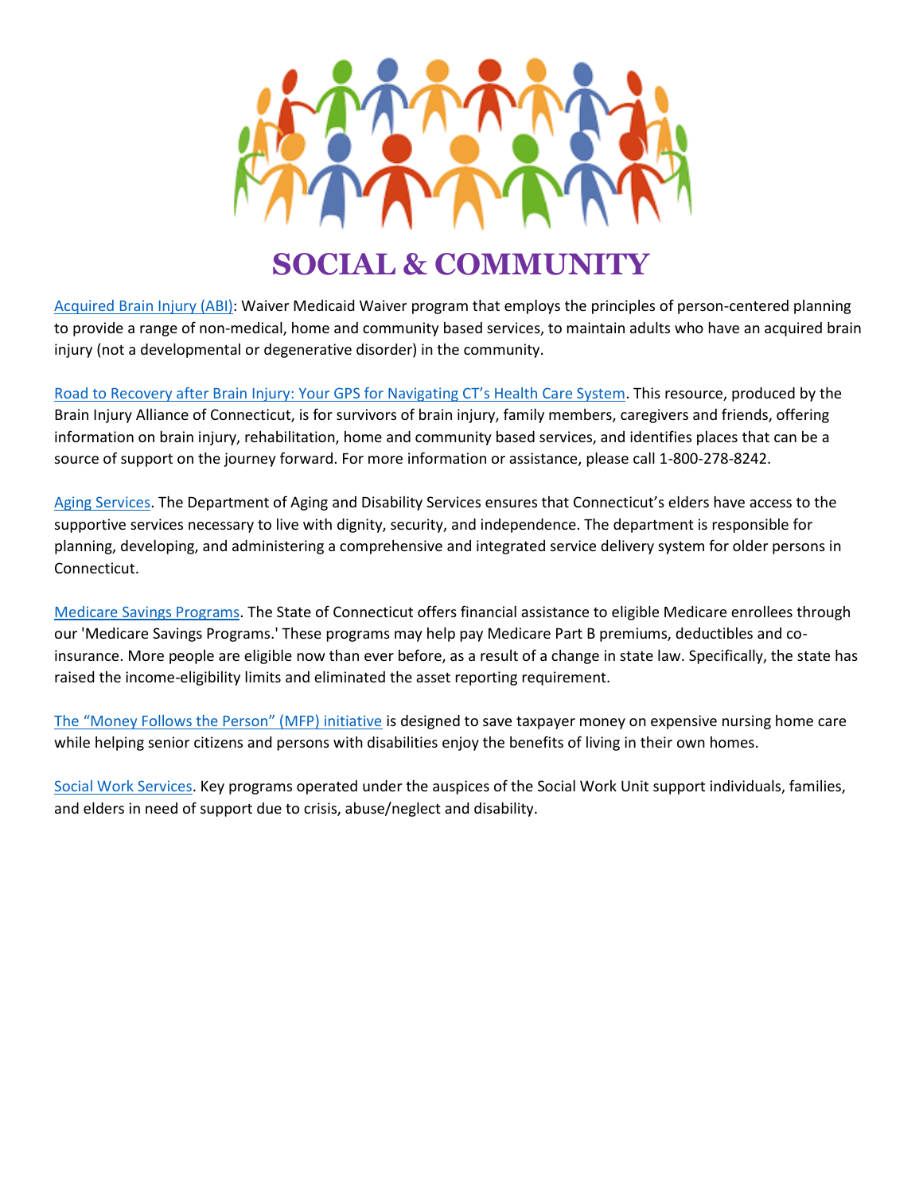# SOCIAL & COMMUNITY

Acquired Brain Injury (ABI): Waiver Medicaid Waiver program that employs the principles of person-centered planning to provide a range of non-medical, home and community based services, to maintain adults who have an acquired brain injury (not a developmental or degenerative disorder) in the community.

Road to Recovery after Brain Injury: Your GPS for Navigating CT's Health Care System. This resource, produced by the Brain Injury Alliance of Connecticut, is for survivors of brain injury, family members, caregivers and friends, offering information on brain injury, rehabilitation, home and community based services, and identifies places that can be a source of support on the journey forward. For more information or assistance, please call 1-800-278-8242.

Aging Services. The Department of Aging and Disability Services ensures that Connecticut's elders have access to the supportive services necessary to live with dignity, security, and independence. The department is responsible for planning, developing, and administering a comprehensive and integrated service delivery system for older persons in Connecticut.

Medicare Savings Programs. The State of Connecticut offers financial assistance to eligible Medicare enrollees through our 'Medicare Savings Programs.' These programs may help pay Medicare Part B premiums, deductibles and co-insurance. More people are eligible now than ever before, as a result of a change in state law. Specifically, the state has raised the income-eligibility limits and eliminated the asset reporting requirement.

The "Money Follows the Person" (MFP) initiative is designed to save taxpayer money on expensive nursing home care while helping senior citizens and persons with disabilities enjoy the benefits of living in their own homes.

Social Work Services. Key programs operated under the auspices of the Social Work Unit support individuals, families, and elders in need of support due to crisis, abuse/neglect and disability.